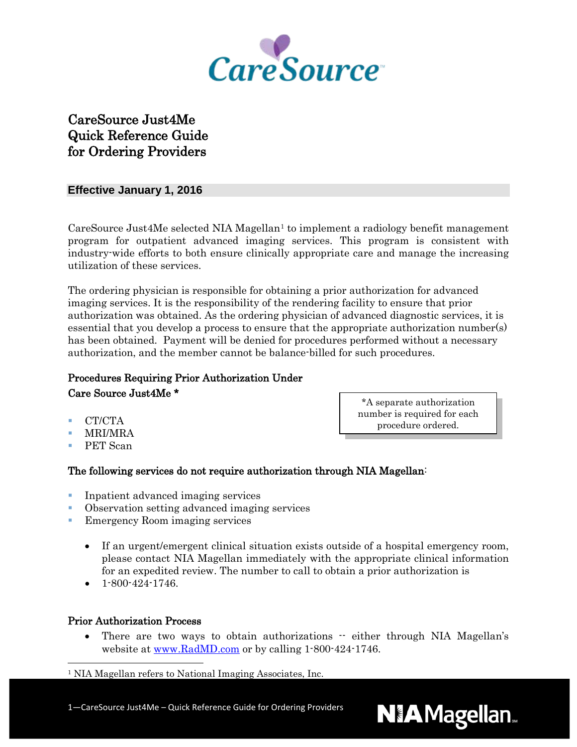CareSource

# CareSource Just4Me Quick Reference Guide for Ordering Providers

**Effective January 1, 2016**

CareSource Just4Me selected NIA Magellan[1] to implement a radiology benefit management program for outpatient advanced imaging services. This program is consistent with industry-wide efforts to both ensure clinically appropriate care and manage the increasing utilization of these services.

The ordering physician is responsible for obtaining a prior authorization for advanced imaging services. It is the responsibility of the rendering facility to ensure that prior authorization was obtained. As the ordering physician of advanced diagnostic services, it is essential that you develop a process to ensure that the appropriate authorization number(s) has been obtained. Payment will be denied for procedures performed without a necessary authorization, and the member cannot be balance-billed for such procedures.

## Procedures Requiring Prior Authorization Under Care Source Just4Me *

- CT/CTA
- MRI/MRA
- PET Scan

*A separate authorization number is required for each procedure ordered.

## The following services do not require authorization through NIA Magellan:

- Inpatient advanced imaging services
- Observation setting advanced imaging services
- Emergency Room imaging services

  - If an urgent/emergent clinical situation exists outside of a hospital emergency room, please contact NIA Magellan immediately with the appropriate clinical information for an expedited review. The number to call to obtain a prior authorization is
  - 1-800-424-1746.

## Prior Authorization Process

- There are two ways to obtain authorizations -- either through NIA Magellan's website at www.RadMD.com or by calling 1-800-424-1746.

[1] NIA Magellan refers to National Imaging Associates, Inc.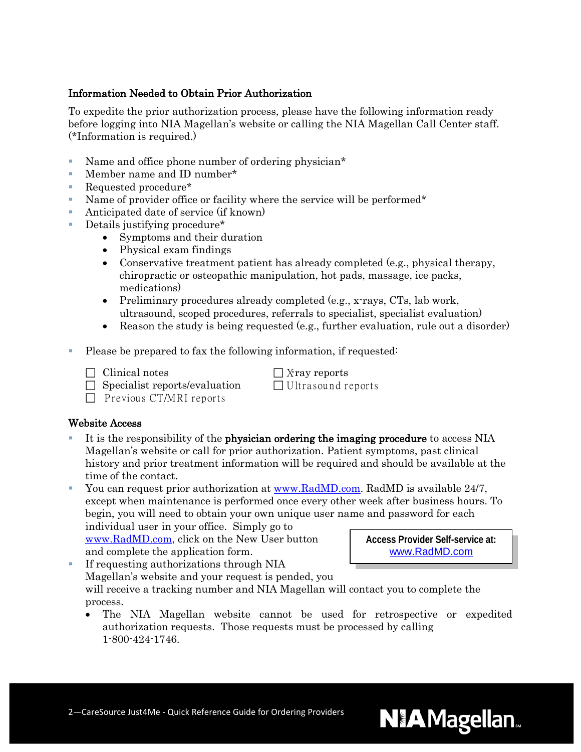## Information Needed to Obtain Prior Authorization

To expedite the prior authorization process, please have the following information ready before logging into NIA Magellan's website or calling the NIA Magellan Call Center staff. (*Information is required.)

- Name and office phone number of ordering physician*
- Member name and ID number*
- Requested procedure*
- Name of provider office or facility where the service will be performed*
- Anticipated date of service (if known)
- Details justifying procedure*
  - Symptoms and their duration
  - Physical exam findings
  - Conservative treatment patient has already completed (e.g., physical therapy, chiropractic or osteopathic manipulation, hot pads, massage, ice packs, medications)
  - Preliminary procedures already completed (e.g., x-rays, CTs, lab work, ultrasound, scoped procedures, referrals to specialist, specialist evaluation)
  - Reason the study is being requested (e.g., further evaluation, rule out a disorder)

- Please be prepared to fax the following information, if requested:

  - ☐ Clinical notes
  - ☐ Specialist reports/evaluation
  - ☐ Previous CT/MRI reports
  - ☐ X-ray reports
  - ☐ Ultrasound reports

## Website Access

- It is the responsibility of the **physician ordering the imaging procedure** to access NIA Magellan's website or call for prior authorization. Patient symptoms, past clinical history and prior treatment information will be required and should be available at the time of the contact.
- You can request prior authorization at www.RadMD.com. RadMD is available 24/7, except when maintenance is performed once every other week after business hours. To begin, you will need to obtain your own unique user name and password for each individual user in your office. Simply go to www.RadMD.com, click on the New User button and complete the application form.
- If requesting authorizations through NIA Magellan's website and your request is pended, you will receive a tracking number and NIA Magellan will contact you to complete the process.
  - The NIA Magellan website cannot be used for retrospective or expedited authorization requests. Those requests must be processed by calling 1-800-424-1746.

**Access Provider Self-service at:**
www.RadMD.com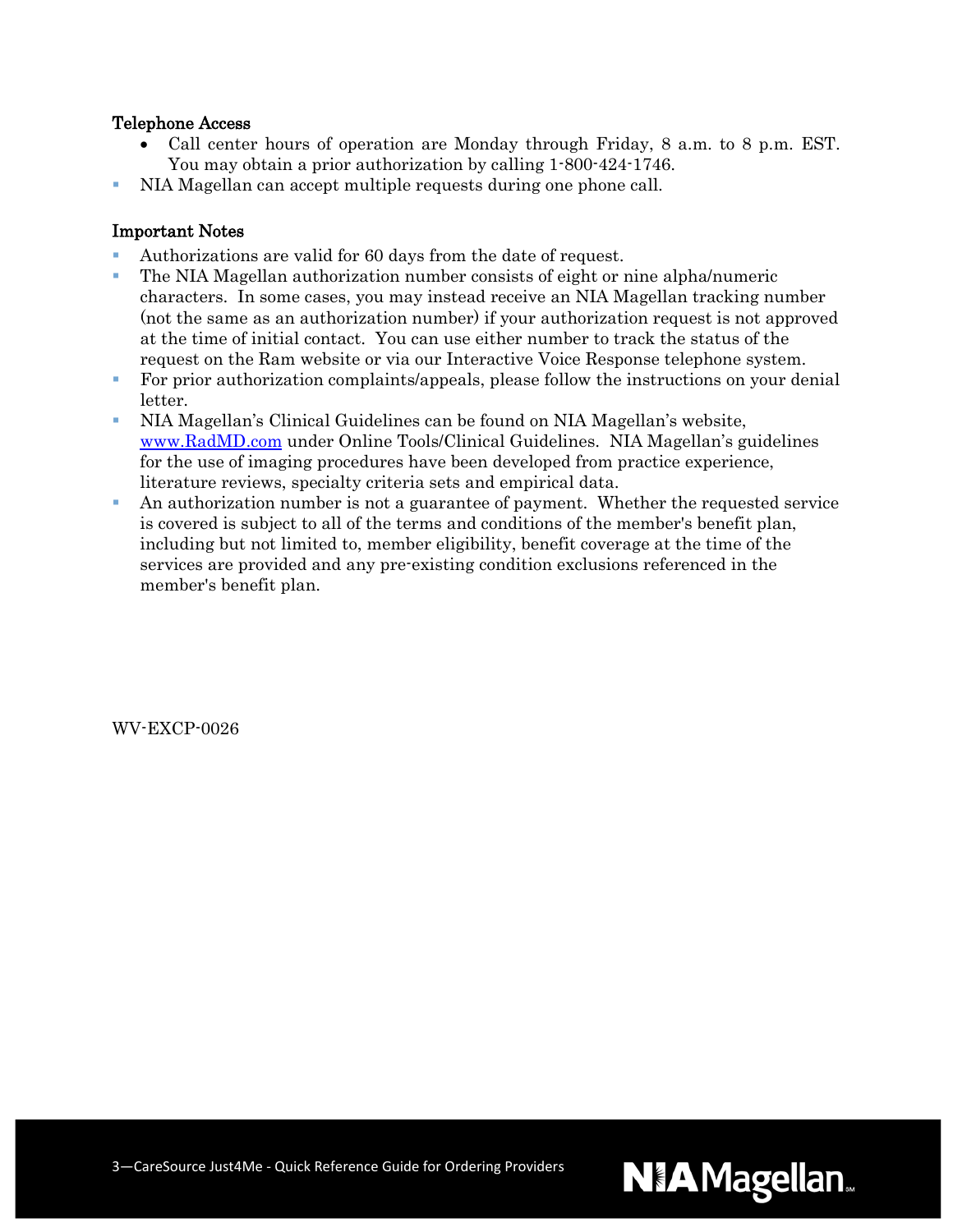### Telephone Access

- Call center hours of operation are Monday through Friday, 8 a.m. to 8 p.m. EST. You may obtain a prior authorization by calling 1-800-424-1746.
- NIA Magellan can accept multiple requests during one phone call.

### Important Notes

- Authorizations are valid for 60 days from the date of request.
- The NIA Magellan authorization number consists of eight or nine alpha/numeric characters. In some cases, you may instead receive an NIA Magellan tracking number (not the same as an authorization number) if your authorization request is not approved at the time of initial contact. You can use either number to track the status of the request on the Ram website or via our Interactive Voice Response telephone system.
- For prior authorization complaints/appeals, please follow the instructions on your denial letter.
- NIA Magellan's Clinical Guidelines can be found on NIA Magellan's website, [www.RadMD.com](http://www.RadMD.com) under Online Tools/Clinical Guidelines. NIA Magellan's guidelines for the use of imaging procedures have been developed from practice experience, literature reviews, specialty criteria sets and empirical data.
- An authorization number is not a guarantee of payment. Whether the requested service is covered is subject to all of the terms and conditions of the member's benefit plan, including but not limited to, member eligibility, benefit coverage at the time of the services are provided and any pre-existing condition exclusions referenced in the member's benefit plan.

WV-EXCP-0026